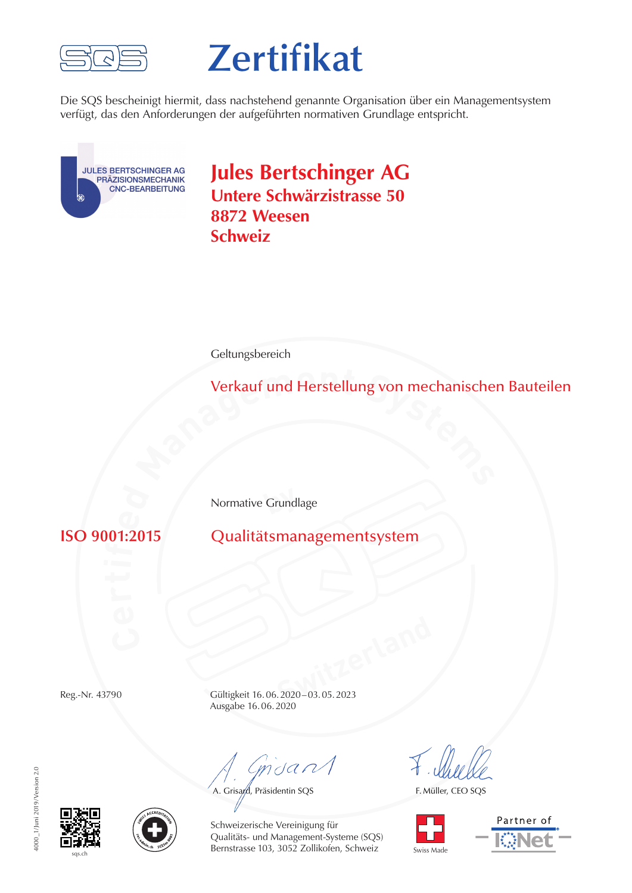# Zertifikat

Die SQS bescheinigt hiermit, dass nachstehend genannte Organisation über ein Managementsystem verfügt, das den Anforderungen der aufgeführten normativen Grundlage entspricht.

JULES BERTSCHINGER AG
PRÄZISIONSMECHANIK
CNC-BEARBEITUNG

## Jules Bertschinger AG
**Untere Schwärzistrasse 50**
**8872 Weesen**
**Schweiz**

Geltungsbereich

Verkauf und Herstellung von mechanischen Bauteilen

Normative Grundlage

**ISO 9001:2015** Qualitätsmanagementsystem

Reg.-Nr. 43790

Gültigkeit 16. 06. 2020 – 03. 05. 2023
Ausgabe 16. 06. 2020

A. Grisard, Präsidentin SQS

F. Müller, CEO SQS

Schweizerische Vereinigung für
Qualitäts- und Management-Systeme (SQS)
Bernstrasse 103, 3052 Zollikofen, Schweiz

sqs.ch

Swiss Made

Partner of IQNet

4000_1/Juni 2019/Version 2.0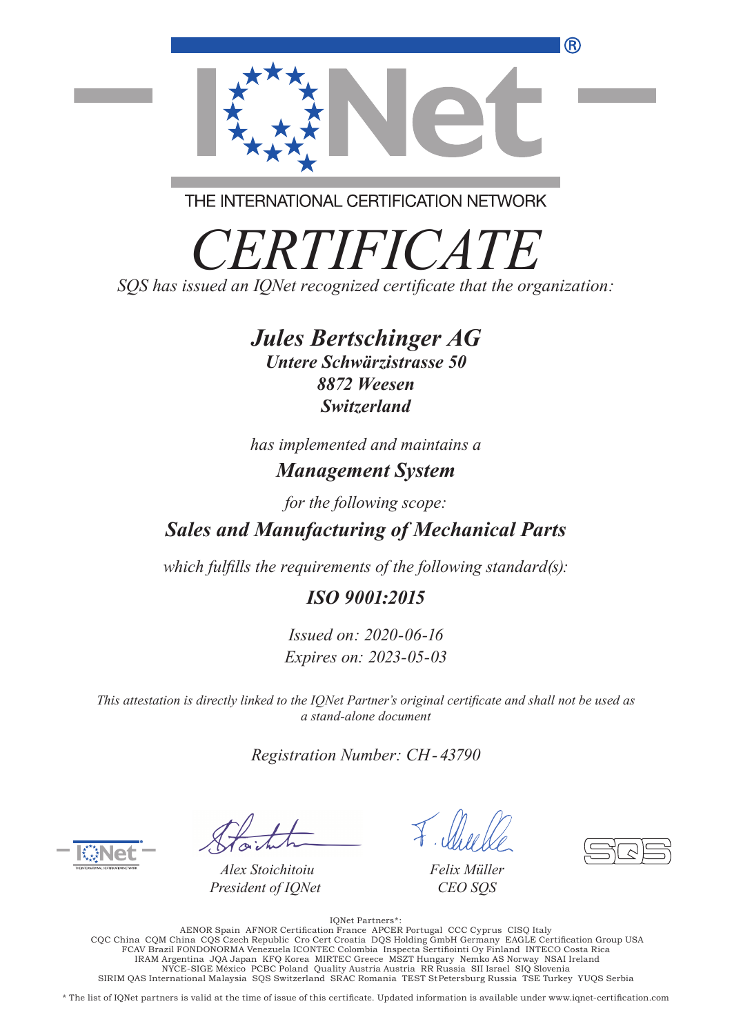THE INTERNATIONAL CERTIFICATION NETWORK

# *CERTIFICATE*

*SQS has issued an IQNet recognized certificate that the organization:*

## ***Jules Bertschinger AG***

***Untere Schwärzistrasse 50***
***8872 Weesen***
***Switzerland***

*has implemented and maintains a*

***Management System***

*for the following scope:*

***Sales and Manufacturing of Mechanical Parts***

*which fulfills the requirements of the following standard(s):*

***ISO 9001:2015***

*Issued on: 2020-06-16*
*Expires on: 2023-05-03*

*This attestation is directly linked to the IQNet Partner's original certificate and shall not be used as a stand-alone document*

*Registration Number: CH - 43790*

*Alex Stoichitoiu*
*President of IQNet*

*Felix Müller*
*CEO SQS*

IQNet Partners*:
AENOR Spain AFNOR Certification France APCER Portugal CCC Cyprus CISQ Italy
CQC China CQM China CQS Czech Republic Cro Cert Croatia DQS Holding GmbH Germany EAGLE Certification Group USA
FCAV Brazil FONDONORMA Venezuela ICONTEC Colombia Inspecta Sertifiointi Oy Finland INTECO Costa Rica
IRAM Argentina JQA Japan KFQ Korea MIRTEC Greece MSZT Hungary Nemko AS Norway NSAI Ireland
NYCE-SIGE México PCBC Poland Quality Austria Austria RR Russia SII Israel SIQ Slovenia
SIRIM QAS International Malaysia SQS Switzerland SRAC Romania TEST St Petersburg Russia TSE Turkey YUQS Serbia

* The list of IQNet partners is valid at the time of issue of this certificate. Updated information is available under www.iqnet-certification.com